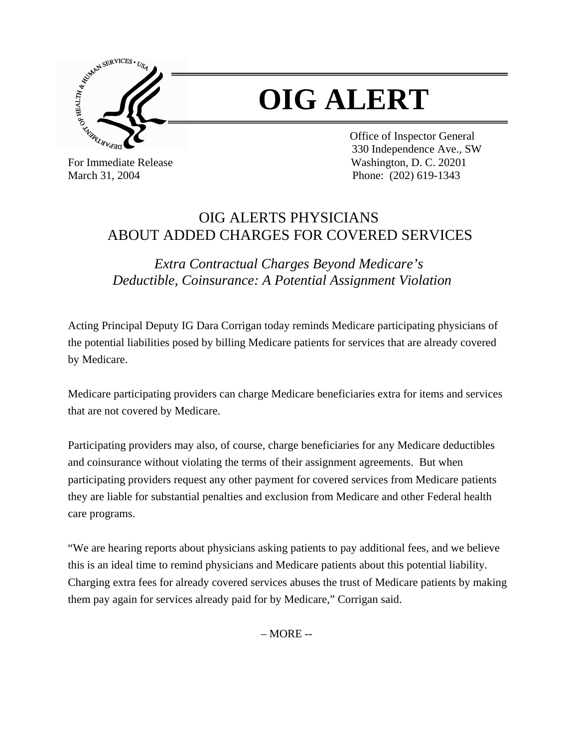# OIG ALERT

Office of Inspector General
330 Independence Ave., SW
Washington, D. C. 20201
Phone: (202) 619-1343

For Immediate Release
March 31, 2004

## OIG ALERTS PHYSICIANS ABOUT ADDED CHARGES FOR COVERED SERVICES

### *Extra Contractual Charges Beyond Medicare's Deductible, Coinsurance: A Potential Assignment Violation*

Acting Principal Deputy IG Dara Corrigan today reminds Medicare participating physicians of the potential liabilities posed by billing Medicare patients for services that are already covered by Medicare.

Medicare participating providers can charge Medicare beneficiaries extra for items and services that are not covered by Medicare.

Participating providers may also, of course, charge beneficiaries for any Medicare deductibles and coinsurance without violating the terms of their assignment agreements. But when participating providers request any other payment for covered services from Medicare patients they are liable for substantial penalties and exclusion from Medicare and other Federal health care programs.

"We are hearing reports about physicians asking patients to pay additional fees, and we believe this is an ideal time to remind physicians and Medicare patients about this potential liability. Charging extra fees for already covered services abuses the trust of Medicare patients by making them pay again for services already paid for by Medicare," Corrigan said.

– MORE --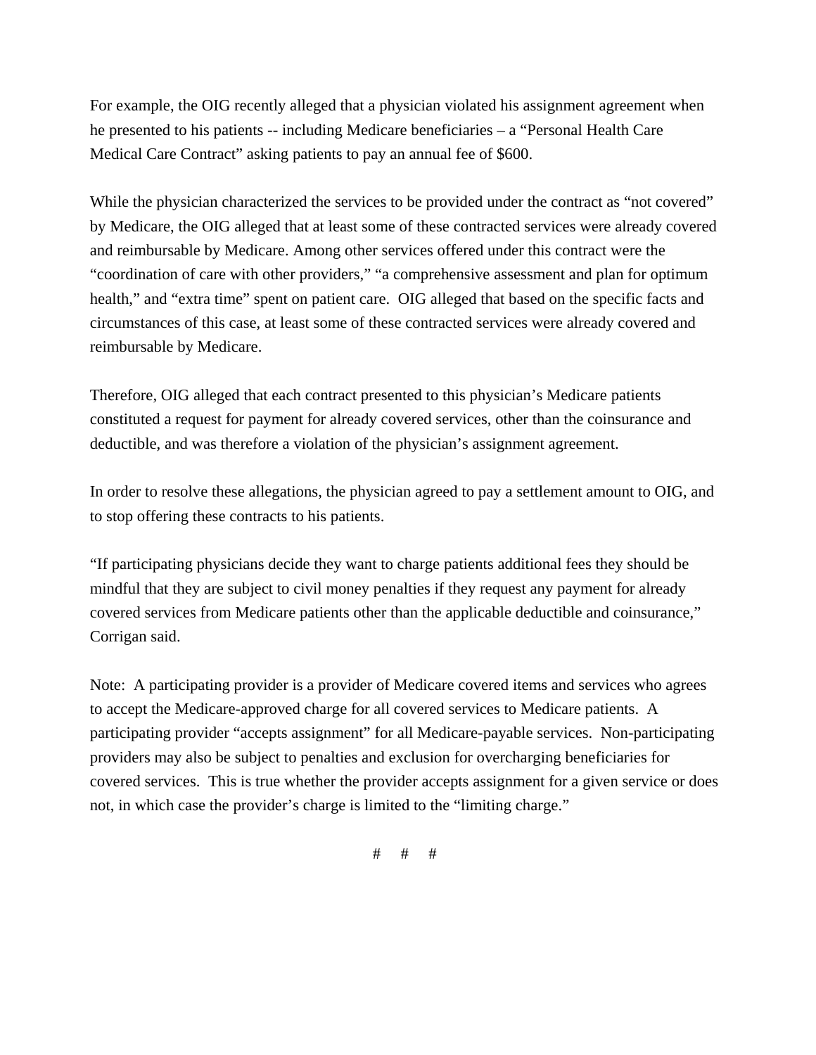For example, the OIG recently alleged that a physician violated his assignment agreement when he presented to his patients -- including Medicare beneficiaries – a "Personal Health Care Medical Care Contract" asking patients to pay an annual fee of $600.

While the physician characterized the services to be provided under the contract as "not covered" by Medicare, the OIG alleged that at least some of these contracted services were already covered and reimbursable by Medicare. Among other services offered under this contract were the "coordination of care with other providers," "a comprehensive assessment and plan for optimum health," and "extra time" spent on patient care. OIG alleged that based on the specific facts and circumstances of this case, at least some of these contracted services were already covered and reimbursable by Medicare.

Therefore, OIG alleged that each contract presented to this physician's Medicare patients constituted a request for payment for already covered services, other than the coinsurance and deductible, and was therefore a violation of the physician's assignment agreement.

In order to resolve these allegations, the physician agreed to pay a settlement amount to OIG, and to stop offering these contracts to his patients.

"If participating physicians decide they want to charge patients additional fees they should be mindful that they are subject to civil money penalties if they request any payment for already covered services from Medicare patients other than the applicable deductible and coinsurance," Corrigan said.

Note: A participating provider is a provider of Medicare covered items and services who agrees to accept the Medicare-approved charge for all covered services to Medicare patients. A participating provider "accepts assignment" for all Medicare-payable services. Non-participating providers may also be subject to penalties and exclusion for overcharging beneficiaries for covered services. This is true whether the provider accepts assignment for a given service or does not, in which case the provider's charge is limited to the "limiting charge."

# # #